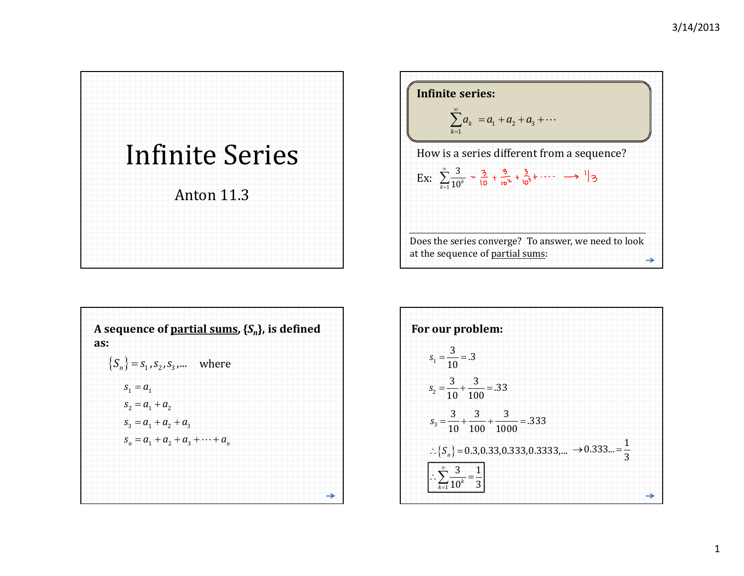# Infinite Series

Anton 11.3

**Infinite series:**

$$\sum_{k=1}^{\infty} a_k = a_1 + a_2 + a_3 + \cdots$$

How is a series different from a sequence?

Ex: $\sum_{k=1}^{\infty} \frac{3}{10^k} = \frac{3}{10} + \frac{3}{10^2} + \frac{3}{10^3} + \cdots \longrightarrow 1/3$

Does the series converge? To answer, we need to look at the sequence of partial sums:

**A sequence of partial sums, $\{S_n\}$, is defined as:**

$\{S_n\} = s_1, s_2, s_3, \ldots$ where

$$s_1 = a_1$$
$$s_2 = a_1 + a_2$$
$$s_3 = a_1 + a_2 + a_3$$
$$s_n = a_1 + a_2 + a_3 + \cdots + a_n$$

**For our problem:**

$$s_1 = \frac{3}{10} = .3$$

$$s_2 = \frac{3}{10} + \frac{3}{100} = .33$$

$$s_3 = \frac{3}{10} + \frac{3}{100} + \frac{3}{1000} = .333$$

$$\therefore \{S_n\} = 0.3, 0.33, 0.333, 0.3333, \ldots \rightarrow 0.333\ldots = \frac{1}{3}$$

$$\boxed{\therefore \sum_{k=1}^{\infty} \frac{3}{10^k} = \frac{1}{3}}$$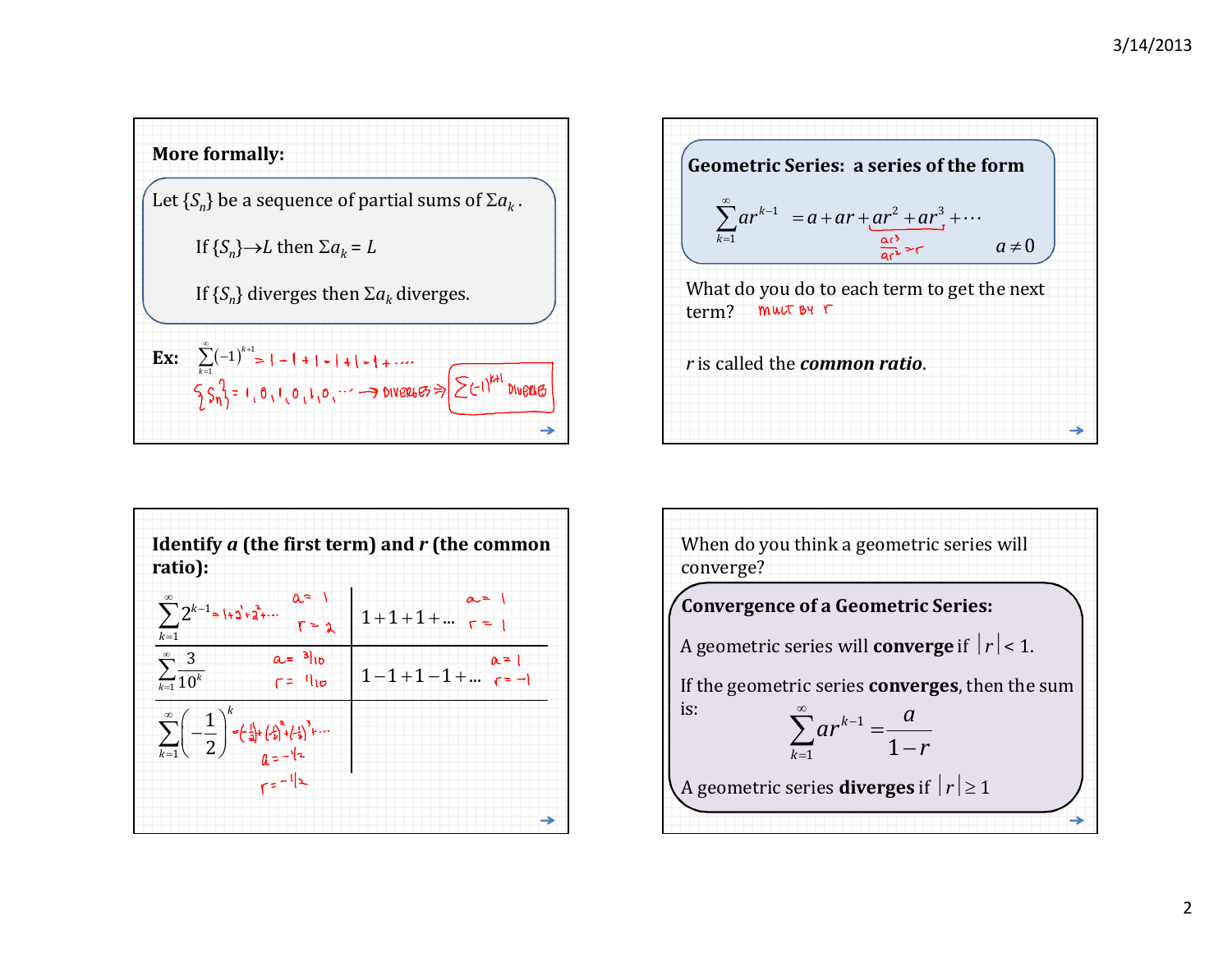## More formally:

Let $\{S_n\}$ be a sequence of partial sums of $\Sigma a_k$.

If $\{S_n\} \to L$ then $\Sigma a_k = L$

If $\{S_n\}$ diverges then $\Sigma a_k$ diverges.

**Ex:** $\sum_{k=1}^{\infty} (-1)^{k+1} = 1 - 1 + 1 - 1 + 1 - 1 + \cdots$

$\{S_n\} = 1, 0, 1, 0, 1, 0, \cdots \rightarrow$ DIVERGES $\Rightarrow$ $\sum (-1)^{k+1}$ DIVERGES

---

**Geometric Series: a series of the form**

$$\sum_{k=1}^{\infty} ar^{k-1} = a + ar + ar^2 + ar^3 + \cdots \qquad a \neq 0$$

$\frac{ar^3}{ar^2} = r$

What do you do to each term to get the next term? MULT BY $r$

$r$ is called the ***common ratio***.

---

**Identify *a* (the first term) and *r* (the common ratio):**

| | |
|---|---|
| $\sum_{k=1}^{\infty} 2^{k-1} = 1 + 2^1 + 2^2 + \cdots$ &nbsp; $a = 1$, $r = 2$ | $1 + 1 + 1 + \ldots$ &nbsp; $a = 1$, $r = 1$ |
| $\sum_{k=1}^{\infty} \frac{3}{10^k}$ &nbsp; $a = 3/10$, $r = 1/10$ | $1 - 1 + 1 - 1 + \ldots$ &nbsp; $a = 1$, $r = -1$ |
| $\sum_{k=1}^{\infty} \left(-\frac{1}{2}\right)^k = \left(-\frac{1}{2}\right) + \left(-\frac{1}{2}\right)^2 + \left(-\frac{1}{2}\right)^3 + \cdots$ &nbsp; $a = -1/2$, $r = -1/2$ | |

---

When do you think a geometric series will converge?

**Convergence of a Geometric Series:**

A geometric series will **converge** if $|r| < 1$.

If the geometric series **converges**, then the sum is:

$$\sum_{k=1}^{\infty} ar^{k-1} = \frac{a}{1-r}$$

A geometric series **diverges** if $|r| \geq 1$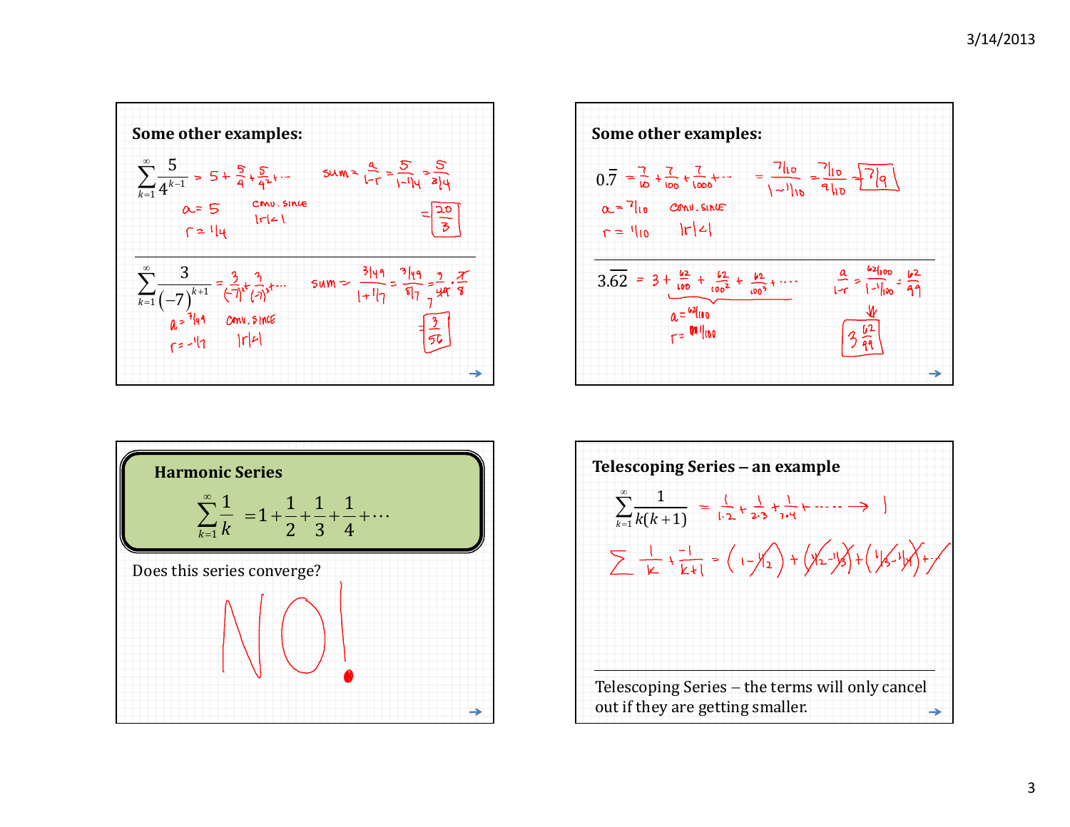## Some other examples:

$$\sum_{k=1}^{\infty} \frac{5}{4^{k-1}} = 5 + \frac{5}{4} + \frac{5}{4^2} + \cdots \qquad \text{sum} = \frac{a}{1-r} = \frac{5}{1-1/4} = \frac{5}{3/4} = \boxed{\frac{20}{3}}$$

$a = 5$ conv. since

$r = 1/4$ $|r|<1$

---

$$\sum_{k=1}^{\infty} \frac{3}{(-7)^{k+1}} = \frac{3}{(-7)^2} + \frac{3}{(-7)^3} + \cdots \qquad \text{sum} = \frac{3/49}{1+1/7} = \frac{3/49}{8/7} = \frac{3}{49} \cdot \frac{7}{8} = \boxed{\frac{3}{56}}$$

$a = 3/49$ conv. since

$r = -1/7$ $|r|<1$

## Some other examples:

$$0.\overline{7} = \frac{7}{10} + \frac{7}{100} + \frac{7}{1000} + \cdots = \frac{7/10}{1-1/10} = \frac{7/10}{9/10} = \boxed{7/9}$$

$a = 7/10$ conv. since

$r = 1/10$ $|r|<1$

---

$$3.\overline{62} = 3 + \frac{62}{100} + \frac{62}{100^2} + \frac{62}{100^3} + \cdots \qquad \frac{a}{1-r} = \frac{62/100}{1-1/100} = \frac{62}{99}$$

$a = 62/100$

$r = 1/100$

$$\Downarrow$$

$$\boxed{3\tfrac{62}{99}}$$

## Harmonic Series

$$\sum_{k=1}^{\infty} \frac{1}{k} = 1 + \frac{1}{2} + \frac{1}{3} + \frac{1}{4} + \cdots$$

Does this series converge?

NO!

## Telescoping Series – an example

$$\sum_{k=1}^{\infty} \frac{1}{k(k+1)} = \frac{1}{1\cdot 2} + \frac{1}{2\cdot 3} + \frac{1}{3\cdot 4} + \cdots \longrightarrow 1$$

$$\sum \frac{1}{k} + \frac{-1}{k+1} = \left(1 - \tfrac{1}{2}\right) + \left(\tfrac{1}{2} - \tfrac{1}{3}\right) + \left(\tfrac{1}{3} - \tfrac{1}{4}\right) + \cdots$$

---

Telescoping Series – the terms will only cancel out if they are getting smaller.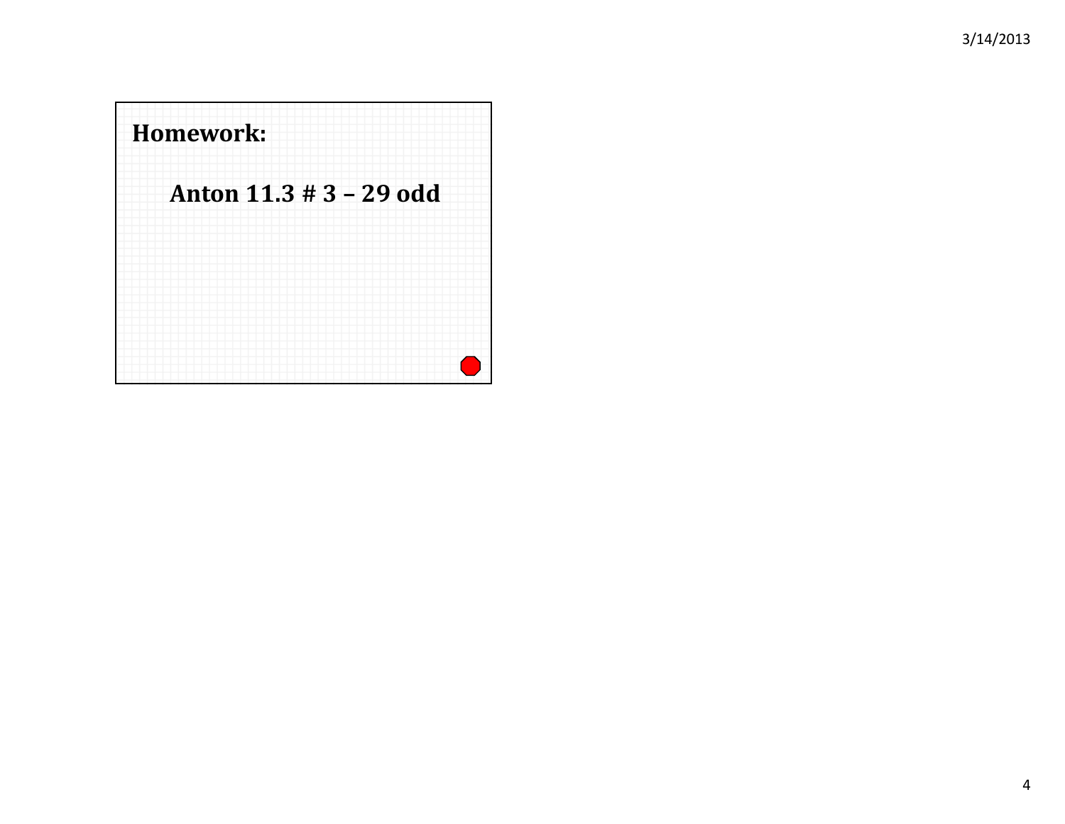**Homework:**

**Anton 11.3 # 3 – 29 odd**